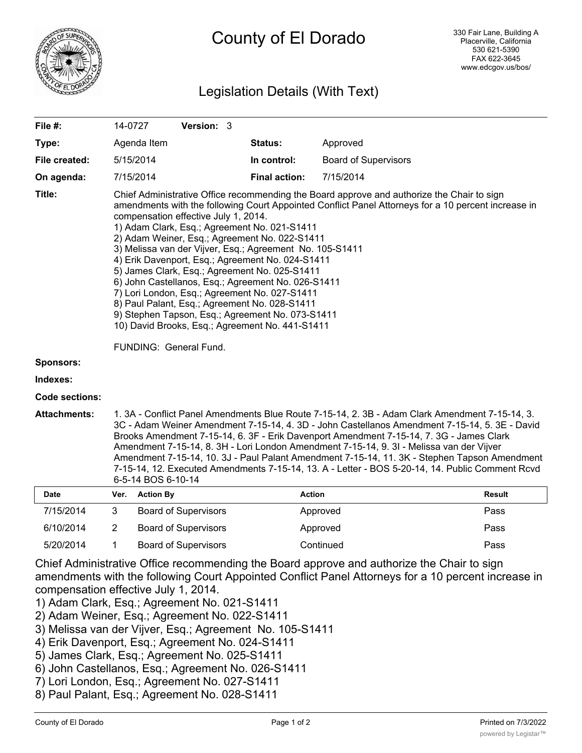# County of El Dorado

330 Fair Lane, Building A
Placerville, California
530 621-5390
FAX 622-3645
www.edcgov.us/bos/

## Legislation Details (With Text)

| | | | |
|---|---|---|---|
| **File #:** | 14-0727 **Version:** 3 | | |
| **Type:** | Agenda Item | **Status:** | Approved |
| **File created:** | 5/15/2014 | **In control:** | Board of Supervisors |
| **On agenda:** | 7/15/2014 | **Final action:** | 7/15/2014 |

**Title:** Chief Administrative Office recommending the Board approve and authorize the Chair to sign amendments with the following Court Appointed Conflict Panel Attorneys for a 10 percent increase in compensation effective July 1, 2014.
1) Adam Clark, Esq.; Agreement No. 021-S1411
2) Adam Weiner, Esq.; Agreement No. 022-S1411
3) Melissa van der Vijver, Esq.; Agreement No. 105-S1411
4) Erik Davenport, Esq.; Agreement No. 024-S1411
5) James Clark, Esq.; Agreement No. 025-S1411
6) John Castellanos, Esq.; Agreement No. 026-S1411
7) Lori London, Esq.; Agreement No. 027-S1411
8) Paul Palant, Esq.; Agreement No. 028-S1411
9) Stephen Tapson, Esq.; Agreement No. 073-S1411
10) David Brooks, Esq.; Agreement No. 441-S1411

FUNDING: General Fund.

**Sponsors:**

**Indexes:**

**Code sections:**

**Attachments:** 1. 3A - Conflict Panel Amendments Blue Route 7-15-14, 2. 3B - Adam Clark Amendment 7-15-14, 3. 3C - Adam Weiner Amendment 7-15-14, 4. 3D - John Castellanos Amendment 7-15-14, 5. 3E - David Brooks Amendment 7-15-14, 6. 3F - Erik Davenport Amendment 7-15-14, 7. 3G - James Clark Amendment 7-15-14, 8. 3H - Lori London Amendment 7-15-14, 9. 3I - Melissa van der Vijver Amendment 7-15-14, 10. 3J - Paul Palant Amendment 7-15-14, 11. 3K - Stephen Tapson Amendment 7-15-14, 12. Executed Amendments 7-15-14, 13. A - Letter - BOS 5-20-14, 14. Public Comment Rcvd 6-5-14 BOS 6-10-14

| Date | Ver. | Action By | Action | Result |
|---|---|---|---|---|
| 7/15/2014 | 3 | Board of Supervisors | Approved | Pass |
| 6/10/2014 | 2 | Board of Supervisors | Approved | Pass |
| 5/20/2014 | 1 | Board of Supervisors | Continued | Pass |

Chief Administrative Office recommending the Board approve and authorize the Chair to sign amendments with the following Court Appointed Conflict Panel Attorneys for a 10 percent increase in compensation effective July 1, 2014.
1) Adam Clark, Esq.; Agreement No. 021-S1411
2) Adam Weiner, Esq.; Agreement No. 022-S1411
3) Melissa van der Vijver, Esq.; Agreement No. 105-S1411
4) Erik Davenport, Esq.; Agreement No. 024-S1411
5) James Clark, Esq.; Agreement No. 025-S1411
6) John Castellanos, Esq.; Agreement No. 026-S1411
7) Lori London, Esq.; Agreement No. 027-S1411
8) Paul Palant, Esq.; Agreement No. 028-S1411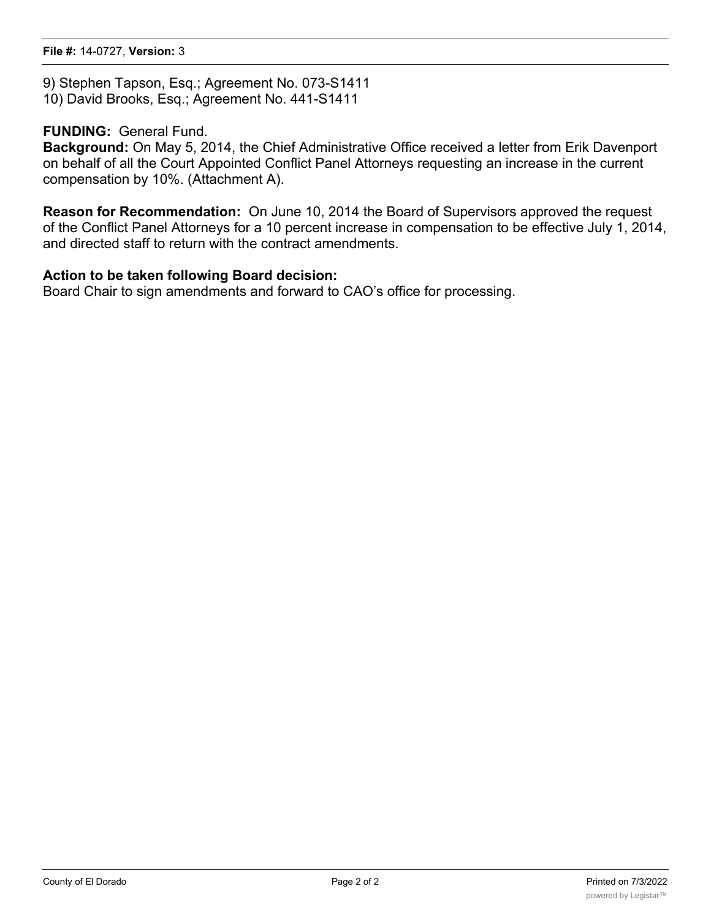9) Stephen Tapson, Esq.; Agreement No. 073-S1411
10) David Brooks, Esq.; Agreement No. 441-S1411

**FUNDING:** General Fund.

**Background:** On May 5, 2014, the Chief Administrative Office received a letter from Erik Davenport on behalf of all the Court Appointed Conflict Panel Attorneys requesting an increase in the current compensation by 10%. (Attachment A).

**Reason for Recommendation:** On June 10, 2014 the Board of Supervisors approved the request of the Conflict Panel Attorneys for a 10 percent increase in compensation to be effective July 1, 2014, and directed staff to return with the contract amendments.

**Action to be taken following Board decision:**
Board Chair to sign amendments and forward to CAO's office for processing.